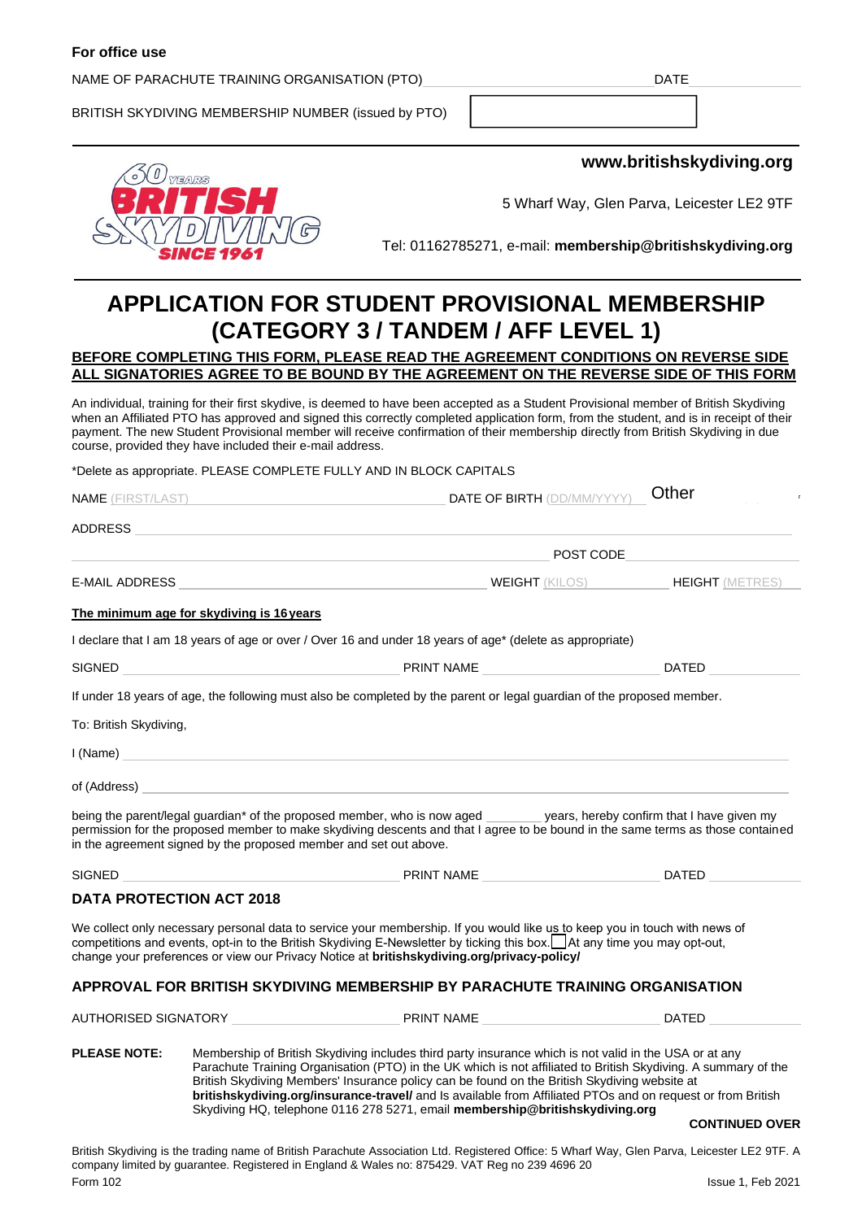**For office use**

NAME OF PARACHUTE TRAINING ORGANISATION (PTO) ____________________ DATE ____________

BRITISH SKYDIVING MEMBERSHIP NUMBER (issued by PTO) ____________________

**www.britishskydiving.org**

5 Wharf Way, Glen Parva, Leicester LE2 9TF

Tel: 01162785271, e-mail: **membership@britishskydiving.org**

# APPLICATION FOR STUDENT PROVISIONAL MEMBERSHIP (CATEGORY 3 / TANDEM / AFF LEVEL 1)

**BEFORE COMPLETING THIS FORM, PLEASE READ THE AGREEMENT CONDITIONS ON REVERSE SIDE**
**ALL SIGNATORIES AGREE TO BE BOUND BY THE AGREEMENT ON THE REVERSE SIDE OF THIS FORM**

An individual, training for their first skydive, is deemed to have been accepted as a Student Provisional member of British Skydiving when an Affiliated PTO has approved and signed this correctly completed application form, from the student, and is in receipt of their payment. The new Student Provisional member will receive confirmation of their membership directly from British Skydiving in due course, provided they have included their e-mail address.

*Delete as appropriate. PLEASE COMPLETE FULLY AND IN BLOCK CAPITALS

NAME (FIRST/LAST) ____________________ DATE OF BIRTH (DD/MM/YYYY) ____________ Other

ADDRESS ____________________

____________________ POST CODE ____________

E-MAIL ADDRESS ____________________ WEIGHT (KILOS) ____________ HEIGHT (METRES) ____________

**The minimum age for skydiving is 16 years**

I declare that I am 18 years of age or over / Over 16 and under 18 years of age* (delete as appropriate)

SIGNED ____________________ PRINT NAME ____________________ DATED ____________

If under 18 years of age, the following must also be completed by the parent or legal guardian of the proposed member.

To: British Skydiving,

I (Name) ____________________

of (Address) ____________________

being the parent/legal guardian* of the proposed member, who is now aged ________ years, hereby confirm that I have given my permission for the proposed member to make skydiving descents and that I agree to be bound in the same terms as those contained in the agreement signed by the proposed member and set out above.

SIGNED ____________________ PRINT NAME ____________________ DATED ____________

## DATA PROTECTION ACT 2018

We collect only necessary personal data to service your membership. If you would like us to keep you in touch with news of competitions and events, opt-in to the British Skydiving E-Newsletter by ticking this box. ☐ At any time you may opt-out, change your preferences or view our Privacy Notice at **britishskydiving.org/privacy-policy/**

## APPROVAL FOR BRITISH SKYDIVING MEMBERSHIP BY PARACHUTE TRAINING ORGANISATION

AUTHORISED SIGNATORY ____________________ PRINT NAME ____________________ DATED ____________

**PLEASE NOTE:** Membership of British Skydiving includes third party insurance which is not valid in the USA or at any Parachute Training Organisation (PTO) in the UK which is not affiliated to British Skydiving. A summary of the British Skydiving Members' Insurance policy can be found on the British Skydiving website at **britishskydiving.org/insurance-travel/** and Is available from Affiliated PTOs and on request or from British Skydiving HQ, telephone 0116 278 5271, email **membership@britishskydiving.org**

**CONTINUED OVER**

British Skydiving is the trading name of British Parachute Association Ltd. Registered Office: 5 Wharf Way, Glen Parva, Leicester LE2 9TF. A company limited by guarantee. Registered in England & Wales no: 875429. VAT Reg no 239 4696 20

Form 102

Issue 1, Feb 2021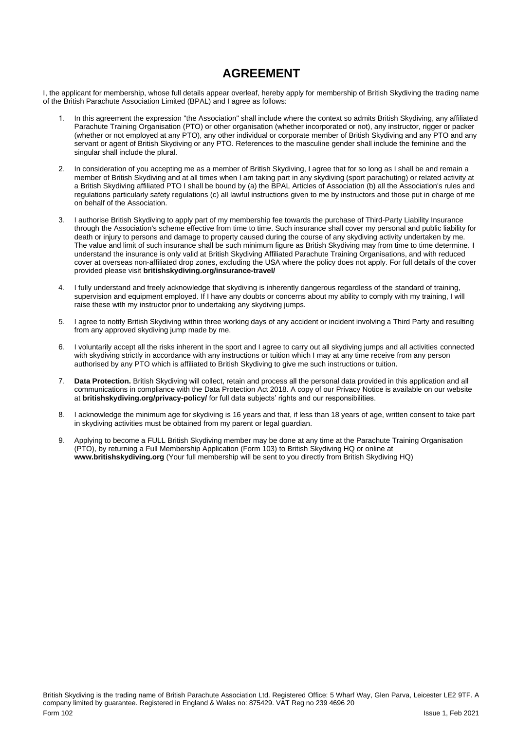# AGREEMENT

I, the applicant for membership, whose full details appear overleaf, hereby apply for membership of British Skydiving the trading name of the British Parachute Association Limited (BPAL) and I agree as follows:

1. In this agreement the expression "the Association" shall include where the context so admits British Skydiving, any affiliated Parachute Training Organisation (PTO) or other organisation (whether incorporated or not), any instructor, rigger or packer (whether or not employed at any PTO), any other individual or corporate member of British Skydiving and any PTO and any servant or agent of British Skydiving or any PTO. References to the masculine gender shall include the feminine and the singular shall include the plural.

2. In consideration of you accepting me as a member of British Skydiving, I agree that for so long as I shall be and remain a member of British Skydiving and at all times when I am taking part in any skydiving (sport parachuting) or related activity at a British Skydiving affiliated PTO I shall be bound by (a) the BPAL Articles of Association (b) all the Association's rules and regulations particularly safety regulations (c) all lawful instructions given to me by instructors and those put in charge of me on behalf of the Association.

3. I authorise British Skydiving to apply part of my membership fee towards the purchase of Third-Party Liability Insurance through the Association's scheme effective from time to time. Such insurance shall cover my personal and public liability for death or injury to persons and damage to property caused during the course of any skydiving activity undertaken by me. The value and limit of such insurance shall be such minimum figure as British Skydiving may from time to time determine. I understand the insurance is only valid at British Skydiving Affiliated Parachute Training Organisations, and with reduced cover at overseas non-affiliated drop zones, excluding the USA where the policy does not apply. For full details of the cover provided please visit **britishskydiving.org/insurance-travel/**

4. I fully understand and freely acknowledge that skydiving is inherently dangerous regardless of the standard of training, supervision and equipment employed. If I have any doubts or concerns about my ability to comply with my training, I will raise these with my instructor prior to undertaking any skydiving jumps.

5. I agree to notify British Skydiving within three working days of any accident or incident involving a Third Party and resulting from any approved skydiving jump made by me.

6. I voluntarily accept all the risks inherent in the sport and I agree to carry out all skydiving jumps and all activities connected with skydiving strictly in accordance with any instructions or tuition which I may at any time receive from any person authorised by any PTO which is affiliated to British Skydiving to give me such instructions or tuition.

7. **Data Protection.** British Skydiving will collect, retain and process all the personal data provided in this application and all communications in compliance with the Data Protection Act 2018. A copy of our Privacy Notice is available on our website at **britishskydiving.org/privacy-policy/** for full data subjects' rights and our responsibilities.

8. I acknowledge the minimum age for skydiving is 16 years and that, if less than 18 years of age, written consent to take part in skydiving activities must be obtained from my parent or legal guardian.

9. Applying to become a FULL British Skydiving member may be done at any time at the Parachute Training Organisation (PTO), by returning a Full Membership Application (Form 103) to British Skydiving HQ or online at **www.britishskydiving.org** (Your full membership will be sent to you directly from British Skydiving HQ)

British Skydiving is the trading name of British Parachute Association Ltd. Registered Office: 5 Wharf Way, Glen Parva, Leicester LE2 9TF. A company limited by guarantee. Registered in England & Wales no: 875429. VAT Reg no 239 4696 20

Form 102 Issue 1, Feb 2021